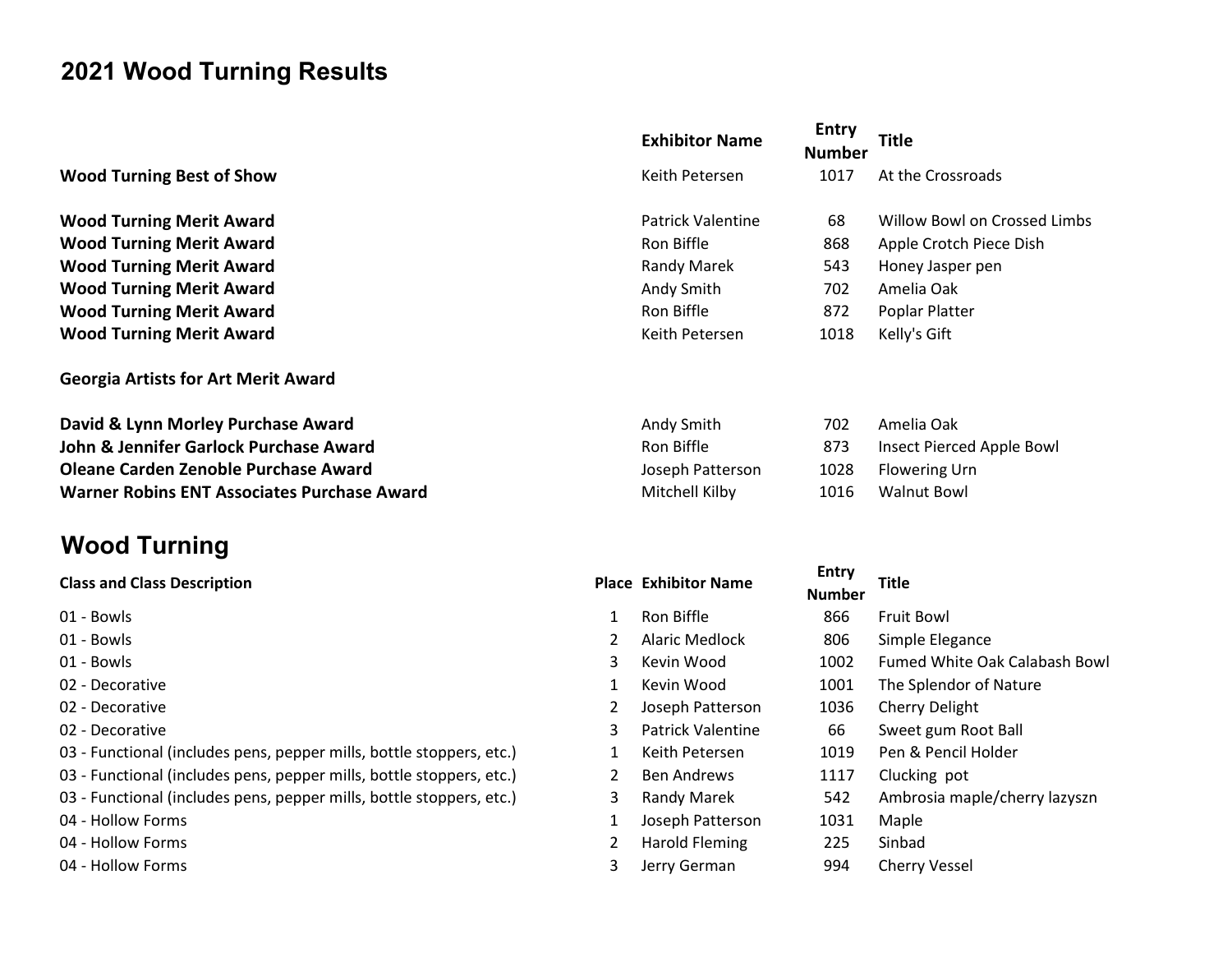# 2021 Wood Turning Results

| | Exhibitor Name | Entry Number | Title |
|---|---|---|---|
| **Wood Turning Best of Show** | Keith Petersen | 1017 | At the Crossroads |
| | | | |
| **Wood Turning Merit Award** | Patrick Valentine | 68 | Willow Bowl on Crossed Limbs |
| **Wood Turning Merit Award** | Ron Biffle | 868 | Apple Crotch Piece Dish |
| **Wood Turning Merit Award** | Randy Marek | 543 | Honey Jasper pen |
| **Wood Turning Merit Award** | Andy Smith | 702 | Amelia Oak |
| **Wood Turning Merit Award** | Ron Biffle | 872 | Poplar Platter |
| **Wood Turning Merit Award** | Keith Petersen | 1018 | Kelly's Gift |
| | | | |
| **Georgia Artists for Art Merit Award** | | | |
| | | | |
| **David & Lynn Morley Purchase Award** | Andy Smith | 702 | Amelia Oak |
| **John & Jennifer Garlock Purchase Award** | Ron Biffle | 873 | Insect Pierced Apple Bowl |
| **Oleane Carden Zenoble Purchase Award** | Joseph Patterson | 1028 | Flowering Urn |
| **Warner Robins ENT Associates Purchase Award** | Mitchell Kilby | 1016 | Walnut Bowl |

## Wood Turning

| Class and Class Description | Place | Exhibitor Name | Entry Number | Title |
|---|---|---|---|---|
| 01 - Bowls | 1 | Ron Biffle | 866 | Fruit Bowl |
| 01 - Bowls | 2 | Alaric Medlock | 806 | Simple Elegance |
| 01 - Bowls | 3 | Kevin Wood | 1002 | Fumed White Oak Calabash Bowl |
| 02 - Decorative | 1 | Kevin Wood | 1001 | The Splendor of Nature |
| 02 - Decorative | 2 | Joseph Patterson | 1036 | Cherry Delight |
| 02 - Decorative | 3 | Patrick Valentine | 66 | Sweet gum Root Ball |
| 03 - Functional (includes pens, pepper mills, bottle stoppers, etc.) | 1 | Keith Petersen | 1019 | Pen & Pencil Holder |
| 03 - Functional (includes pens, pepper mills, bottle stoppers, etc.) | 2 | Ben Andrews | 1117 | Clucking pot |
| 03 - Functional (includes pens, pepper mills, bottle stoppers, etc.) | 3 | Randy Marek | 542 | Ambrosia maple/cherry lazyszn |
| 04 - Hollow Forms | 1 | Joseph Patterson | 1031 | Maple |
| 04 - Hollow Forms | 2 | Harold Fleming | 225 | Sinbad |
| 04 - Hollow Forms | 3 | Jerry German | 994 | Cherry Vessel |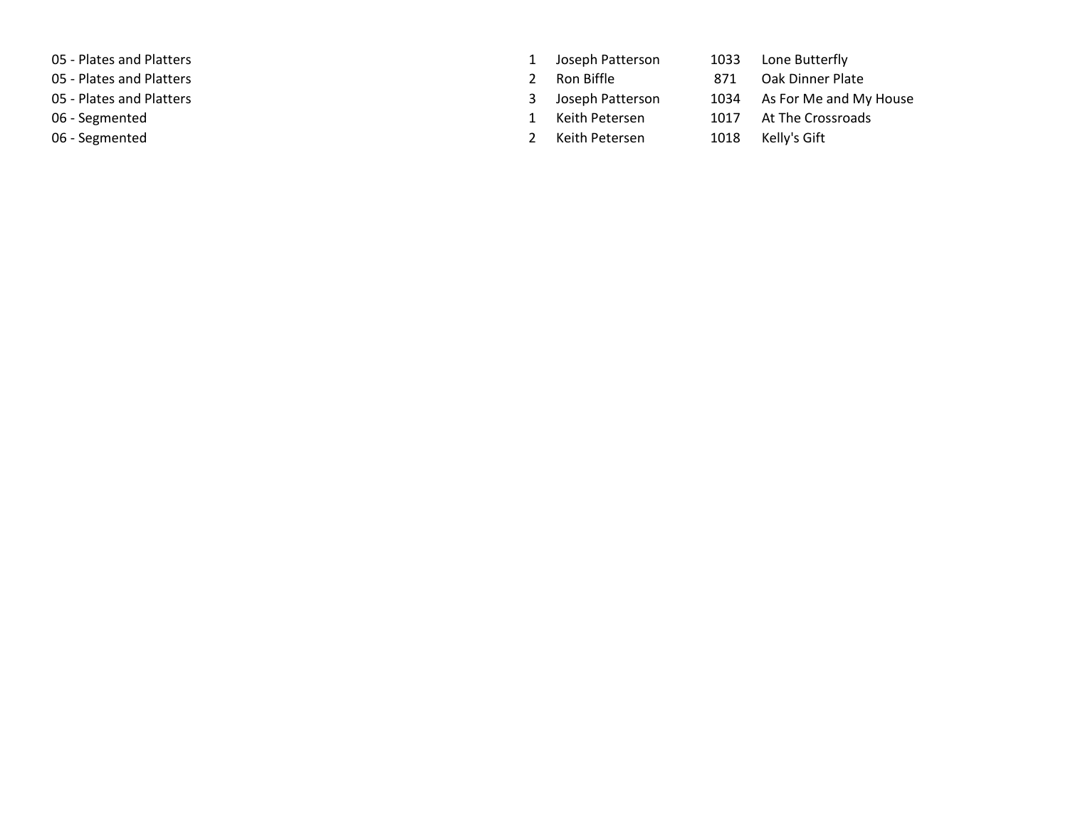| | | | | |
|---|---|---|---|---|
| 05 - Plates and Platters | 1 | Joseph Patterson | 1033 | Lone Butterfly |
| 05 - Plates and Platters | 2 | Ron Biffle | 871 | Oak Dinner Plate |
| 05 - Plates and Platters | 3 | Joseph Patterson | 1034 | As For Me and My House |
| 06 - Segmented | 1 | Keith Petersen | 1017 | At The Crossroads |
| 06 - Segmented | 2 | Keith Petersen | 1018 | Kelly's Gift |